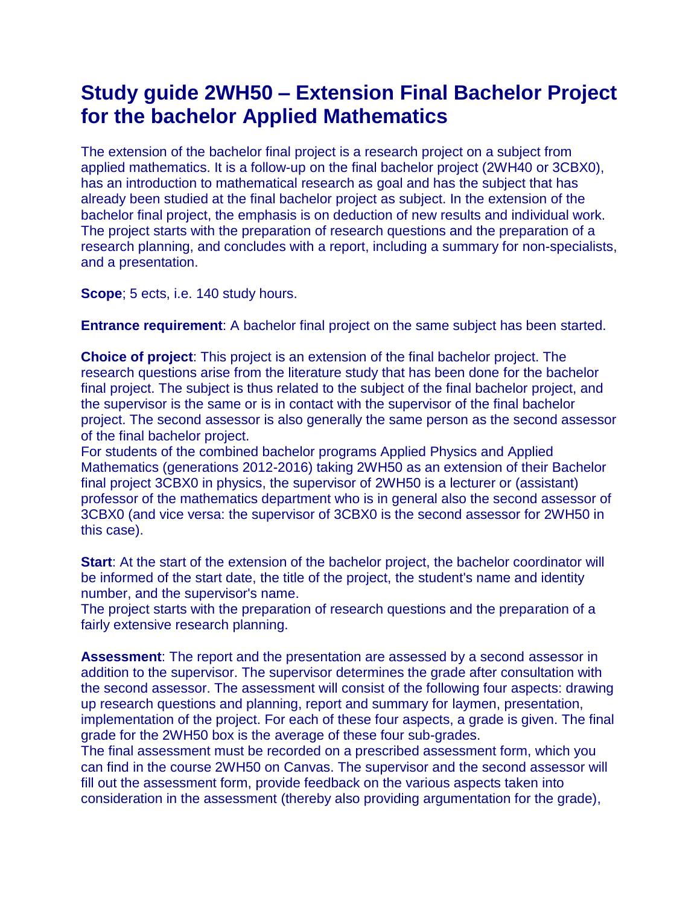# Study guide 2WH50 – Extension Final Bachelor Project for the bachelor Applied Mathematics

The extension of the bachelor final project is a research project on a subject from applied mathematics. It is a follow-up on the final bachelor project (2WH40 or 3CBX0), has an introduction to mathematical research as goal and has the subject that has already been studied at the final bachelor project as subject. In the extension of the bachelor final project, the emphasis is on deduction of new results and individual work. The project starts with the preparation of research questions and the preparation of a research planning, and concludes with a report, including a summary for non-specialists, and a presentation.

**Scope**; 5 ects, i.e. 140 study hours.

**Entrance requirement**: A bachelor final project on the same subject has been started.

**Choice of project**: This project is an extension of the final bachelor project. The research questions arise from the literature study that has been done for the bachelor final project. The subject is thus related to the subject of the final bachelor project, and the supervisor is the same or is in contact with the supervisor of the final bachelor project. The second assessor is also generally the same person as the second assessor of the final bachelor project.
For students of the combined bachelor programs Applied Physics and Applied Mathematics (generations 2012-2016) taking 2WH50 as an extension of their Bachelor final project 3CBX0 in physics, the supervisor of 2WH50 is a lecturer or (assistant) professor of the mathematics department who is in general also the second assessor of 3CBX0 (and vice versa: the supervisor of 3CBX0 is the second assessor for 2WH50 in this case).

**Start**: At the start of the extension of the bachelor project, the bachelor coordinator will be informed of the start date, the title of the project, the student's name and identity number, and the supervisor's name.
The project starts with the preparation of research questions and the preparation of a fairly extensive research planning.

**Assessment**: The report and the presentation are assessed by a second assessor in addition to the supervisor. The supervisor determines the grade after consultation with the second assessor. The assessment will consist of the following four aspects: drawing up research questions and planning, report and summary for laymen, presentation, implementation of the project. For each of these four aspects, a grade is given. The final grade for the 2WH50 box is the average of these four sub-grades.
The final assessment must be recorded on a prescribed assessment form, which you can find in the course 2WH50 on Canvas. The supervisor and the second assessor will fill out the assessment form, provide feedback on the various aspects taken into consideration in the assessment (thereby also providing argumentation for the grade),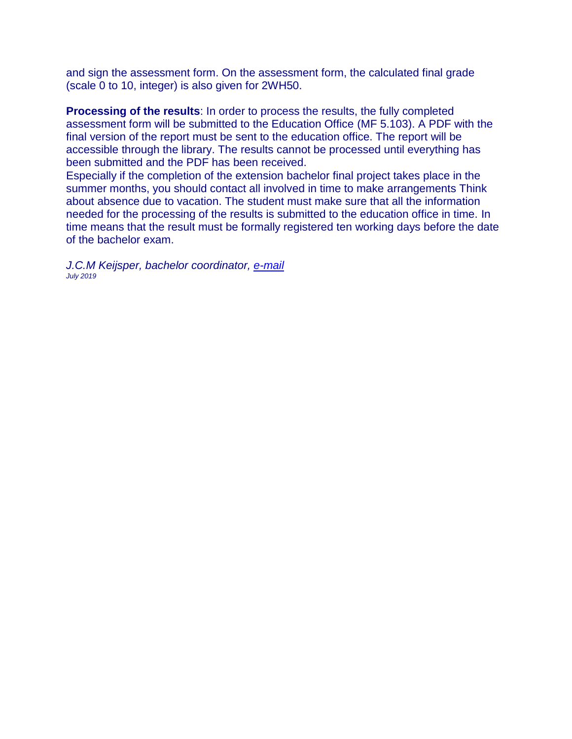and sign the assessment form. On the assessment form, the calculated final grade (scale 0 to 10, integer) is also given for 2WH50.

**Processing of the results**: In order to process the results, the fully completed assessment form will be submitted to the Education Office (MF 5.103). A PDF with the final version of the report must be sent to the education office. The report will be accessible through the library. The results cannot be processed until everything has been submitted and the PDF has been received.
Especially if the completion of the extension bachelor final project takes place in the summer months, you should contact all involved in time to make arrangements Think about absence due to vacation. The student must make sure that all the information needed for the processing of the results is submitted to the education office in time. In time means that the result must be formally registered ten working days before the date of the bachelor exam.

*J.C.M Keijsper, bachelor coordinator, e-mail*
*July 2019*